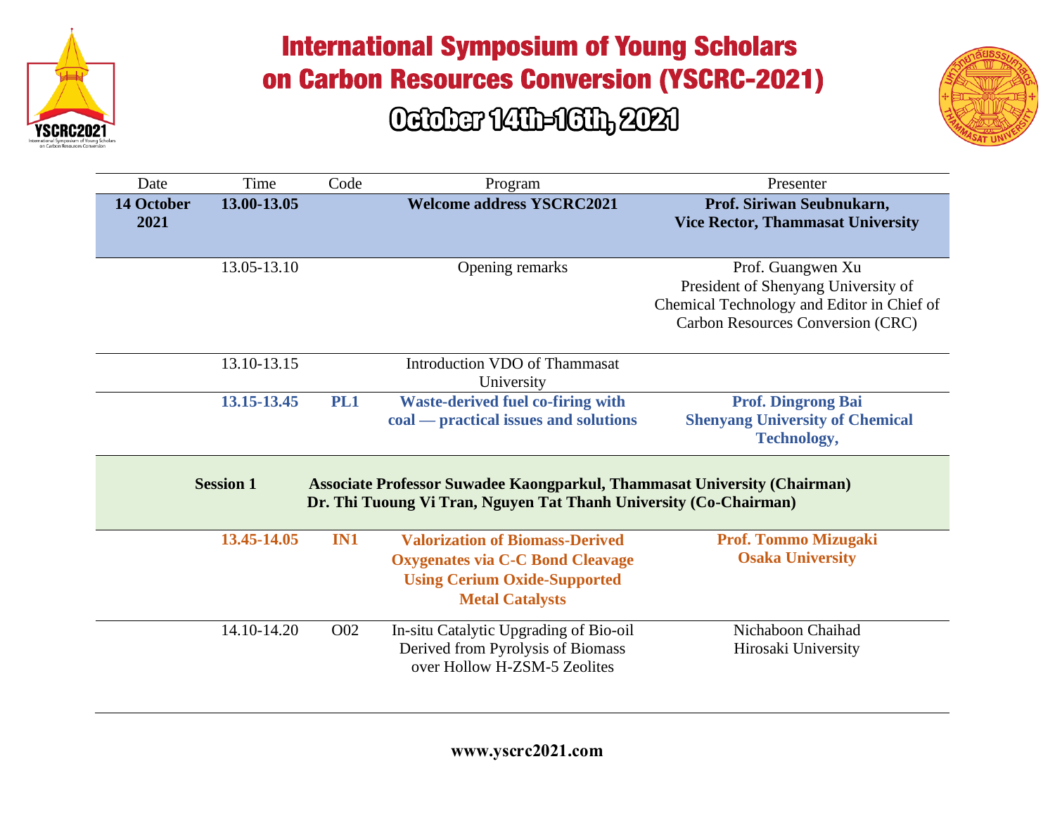# International Symposium of Young Scholars on Carbon Resources Conversion (YSCRC-2021)

## October 14th-16th, 2021

| Date | Time | Code | Program | Presenter |
|---|---|---|---|---|
| **14 October 2021** | **13.00-13.05** | | **Welcome address YSCRC2021** | **Prof. Siriwan Seubnukarn, Vice Rector, Thammasat University** |
| | 13.05-13.10 | | Opening remarks | Prof. Guangwen Xu President of Shenyang University of Chemical Technology and Editor in Chief of Carbon Resources Conversion (CRC) |
| | 13.10-13.15 | | Introduction VDO of Thammasat University | |
| | **13.15-13.45** | **PL1** | **Waste-derived fuel co-firing with coal — practical issues and solutions** | **Prof. Dingrong Bai Shenyang University of Chemical Technology,** |
| | **Session 1** | | **Associate Professor Suwadee Kaongparkul, Thammasat University (Chairman) Dr. Thi Tuoung Vi Tran, Nguyen Tat Thanh University (Co-Chairman)** | |
| | **13.45-14.05** | **IN1** | **Valorization of Biomass-Derived Oxygenates via C-C Bond Cleavage Using Cerium Oxide-Supported Metal Catalysts** | **Prof. Tommo Mizugaki Osaka University** |
| | 14.10-14.20 | O02 | In-situ Catalytic Upgrading of Bio-oil Derived from Pyrolysis of Biomass over Hollow H-ZSM-5 Zeolites | Nichaboon Chaihad Hirosaki University |

**www.yscrc2021.com**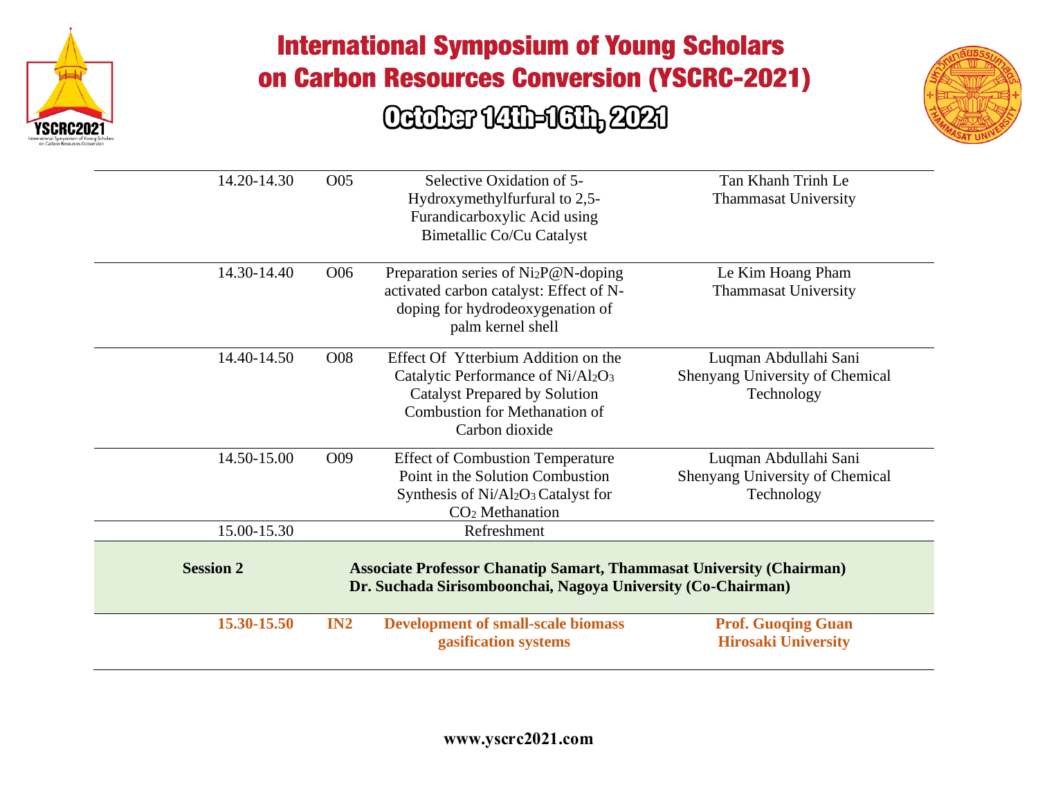| Time | No. | Title | Presenter |
|---|---|---|---|
| 14.20-14.30 | O05 | Selective Oxidation of 5-Hydroxymethylfurfural to 2,5-Furandicarboxylic Acid using Bimetallic Co/Cu Catalyst | Tan Khanh Trinh Le<br>Thammasat University |
| 14.30-14.40 | O06 | Preparation series of $Ni_2P$@N-doping activated carbon catalyst: Effect of N-doping for hydrodeoxygenation of palm kernel shell | Le Kim Hoang Pham<br>Thammasat University |
| 14.40-14.50 | O08 | Effect Of Ytterbium Addition on the Catalytic Performance of $Ni/Al_2O_3$ Catalyst Prepared by Solution Combustion for Methanation of Carbon dioxide | Luqman Abdullahi Sani<br>Shenyang University of Chemical Technology |
| 14.50-15.00 | O09 | Effect of Combustion Temperature Point in the Solution Combustion Synthesis of $Ni/Al_2O_3$ Catalyst for $CO_2$ Methanation | Luqman Abdullahi Sani<br>Shenyang University of Chemical Technology |
| 15.00-15.30 | | Refreshment | |
| **Session 2** | | **Associate Professor Chanatip Samart, Thammasat University (Chairman)**<br>**Dr. Suchada Sirisomboonchai, Nagoya University (Co-Chairman)** | |
| **15.30-15.50** | **IN2** | **Development of small-scale biomass gasification systems** | **Prof. Guoqing Guan**<br>**Hirosaki University** |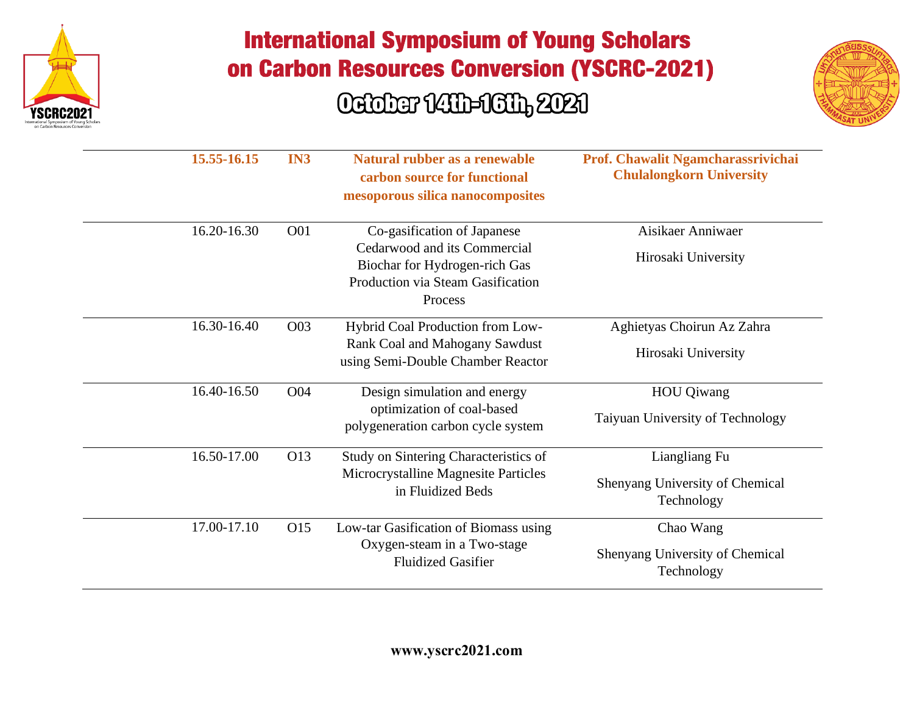| | Time | Code | Title | Presenter / Affiliation |
|---|---|---|---|---|
| | **15.55-16.15** | **IN3** | **Natural rubber as a renewable carbon source for functional mesoporous silica nanocomposites** | **Prof. Chawalit Ngamcharassrivichai Chulalongkorn University** |
| | 16.20-16.30 | O01 | Co-gasification of Japanese Cedarwood and its Commercial Biochar for Hydrogen-rich Gas Production via Steam Gasification Process | Aisikaer Anniwaer<br>Hirosaki University |
| | 16.30-16.40 | O03 | Hybrid Coal Production from Low-Rank Coal and Mahogany Sawdust using Semi-Double Chamber Reactor | Aghietyas Choirun Az Zahra<br>Hirosaki University |
| | 16.40-16.50 | O04 | Design simulation and energy optimization of coal-based polygeneration carbon cycle system | HOU Qiwang<br>Taiyuan University of Technology |
| | 16.50-17.00 | O13 | Study on Sintering Characteristics of Microcrystalline Magnesite Particles in Fluidized Beds | Liangliang Fu<br>Shenyang University of Chemical Technology |
| | 17.00-17.10 | O15 | Low-tar Gasification of Biomass using Oxygen-steam in a Two-stage Fluidized Gasifier | Chao Wang<br>Shenyang University of Chemical Technology |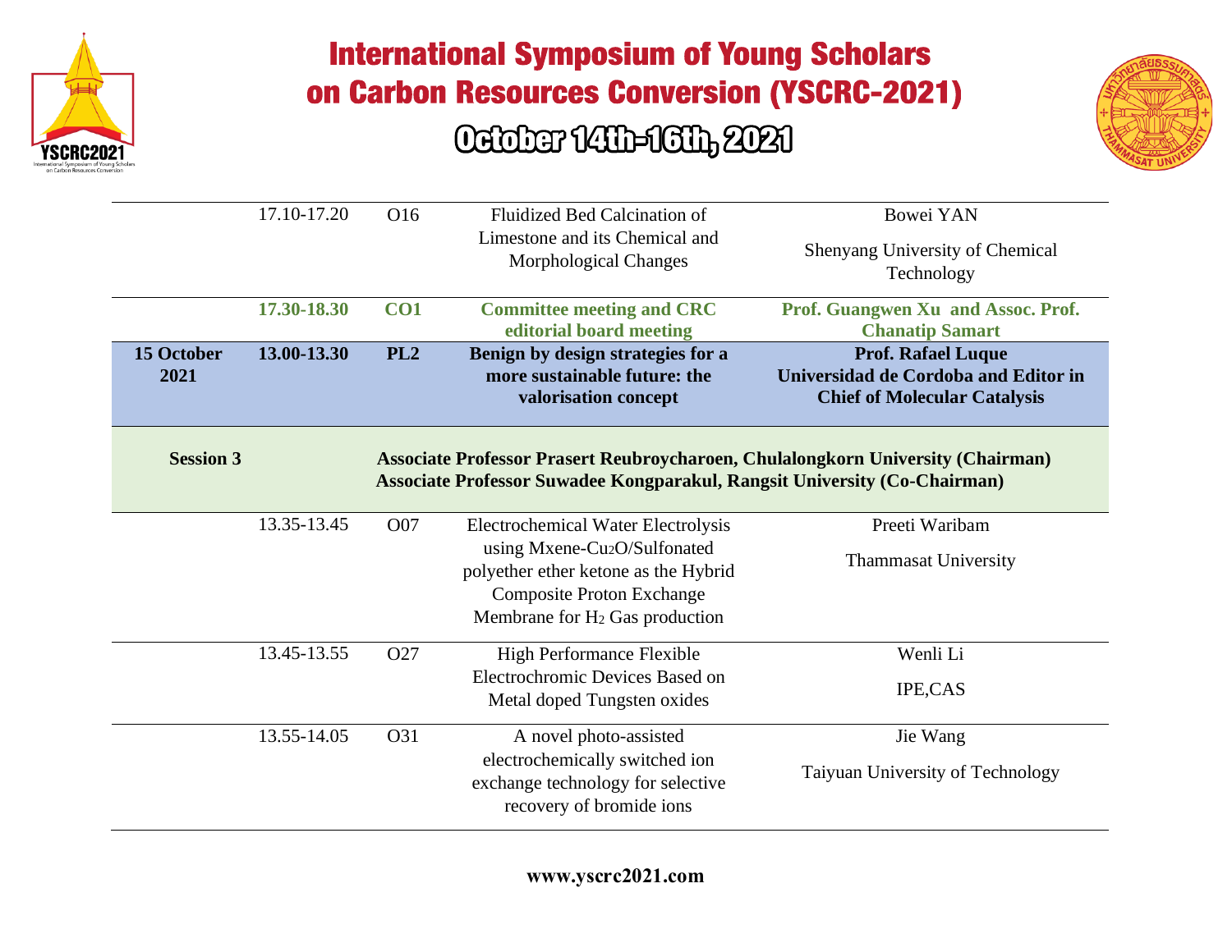| Date | Time | Code | Title | Speaker / Affiliation |
|---|---|---|---|---|
| | 17.10-17.20 | O16 | Fluidized Bed Calcination of Limestone and its Chemical and Morphological Changes | Bowei YAN<br>Shenyang University of Chemical Technology |
| | **17.30-18.30** | **CO1** | **Committee meeting and CRC editorial board meeting** | **Prof. Guangwen Xu and Assoc. Prof. Chanatip Samart** |
| **15 October 2021** | **13.00-13.30** | **PL2** | **Benign by design strategies for a more sustainable future: the valorisation concept** | **Prof. Rafael Luque**<br>**Universidad de Cordoba and Editor in Chief of Molecular Catalysis** |
| **Session 3** | | | **Associate Professor Prasert Reubroycharoen, Chulalongkorn University (Chairman)**<br>**Associate Professor Suwadee Kongparakul, Rangsit University (Co-Chairman)** | |
| | 13.35-13.45 | O07 | Electrochemical Water Electrolysis using Mxene-$Cu_2O$/Sulfonated polyether ether ketone as the Hybrid Composite Proton Exchange Membrane for $H_2$ Gas production | Preeti Waribam<br>Thammasat University |
| | 13.45-13.55 | O27 | High Performance Flexible Electrochromic Devices Based on Metal doped Tungsten oxides | Wenli Li<br>IPE,CAS |
| | 13.55-14.05 | O31 | A novel photo-assisted electrochemically switched ion exchange technology for selective recovery of bromide ions | Jie Wang<br>Taiyuan University of Technology |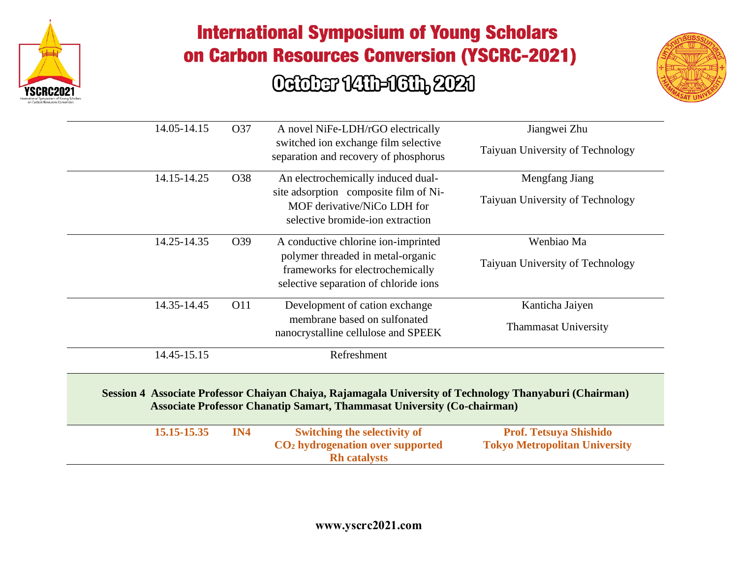| Time | Code | Title | Presenter |
|---|---|---|---|
| 14.05-14.15 | O37 | A novel NiFe-LDH/rGO electrically switched ion exchange film selective separation and recovery of phosphorus | Jiangwei Zhu<br>Taiyuan University of Technology |
| 14.15-14.25 | O38 | An electrochemically induced dual-site adsorption composite film of Ni-MOF derivative/NiCo LDH for selective bromide-ion extraction | Mengfang Jiang<br>Taiyuan University of Technology |
| 14.25-14.35 | O39 | A conductive chlorine ion-imprinted polymer threaded in metal-organic frameworks for electrochemically selective separation of chloride ions | Wenbiao Ma<br>Taiyuan University of Technology |
| 14.35-14.45 | O11 | Development of cation exchange membrane based on sulfonated nanocrystalline cellulose and SPEEK | Kanticha Jaiyen<br>Thammasat University |
| 14.45-15.15 | | Refreshment | |

**Session 4 Associate Professor Chaiyan Chaiya, Rajamagala University of Technology Thanyaburi (Chairman)**
**Associate Professor Chanatip Samart, Thammasat University (Co-chairman)**

| Time | Code | Title | Presenter |
|---|---|---|---|
| **15.15-15.35** | **IN4** | **Switching the selectivity of $CO_2$ hydrogenation over supported Rh catalysts** | **Prof. Tetsuya Shishido**<br>**Tokyo Metropolitan University** |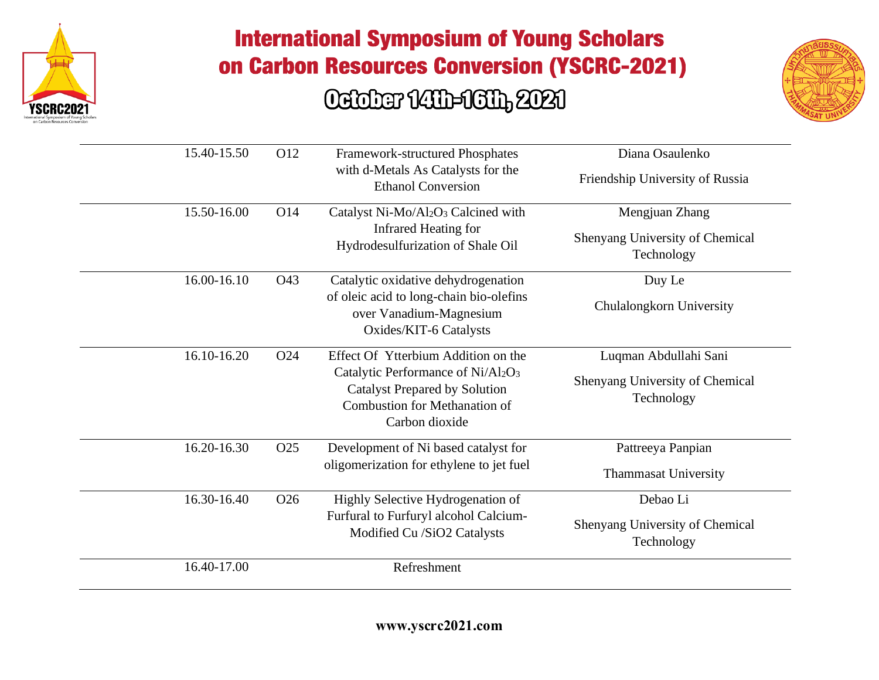| | | | |
|---|---|---|---|
| 15.40-15.50 | O12 | Framework-structured Phosphates with d-Metals As Catalysts for the Ethanol Conversion | Diana Osaulenko<br>Friendship University of Russia |
| 15.50-16.00 | O14 | Catalyst Ni-Mo/$Al_2O_3$ Calcined with Infrared Heating for Hydrodesulfurization of Shale Oil | Mengjuan Zhang<br>Shenyang University of Chemical Technology |
| 16.00-16.10 | O43 | Catalytic oxidative dehydrogenation of oleic acid to long-chain bio-olefins over Vanadium-Magnesium Oxides/KIT-6 Catalysts | Duy Le<br>Chulalongkorn University |
| 16.10-16.20 | O24 | Effect Of Ytterbium Addition on the Catalytic Performance of Ni/$Al_2O_3$ Catalyst Prepared by Solution Combustion for Methanation of Carbon dioxide | Luqman Abdullahi Sani<br>Shenyang University of Chemical Technology |
| 16.20-16.30 | O25 | Development of Ni based catalyst for oligomerization for ethylene to jet fuel | Pattreeya Panpian<br>Thammasat University |
| 16.30-16.40 | O26 | Highly Selective Hydrogenation of Furfural to Furfuryl alcohol Calcium-Modified Cu /SiO2 Catalysts | Debao Li<br>Shenyang University of Chemical Technology |
| 16.40-17.00 | | Refreshment | |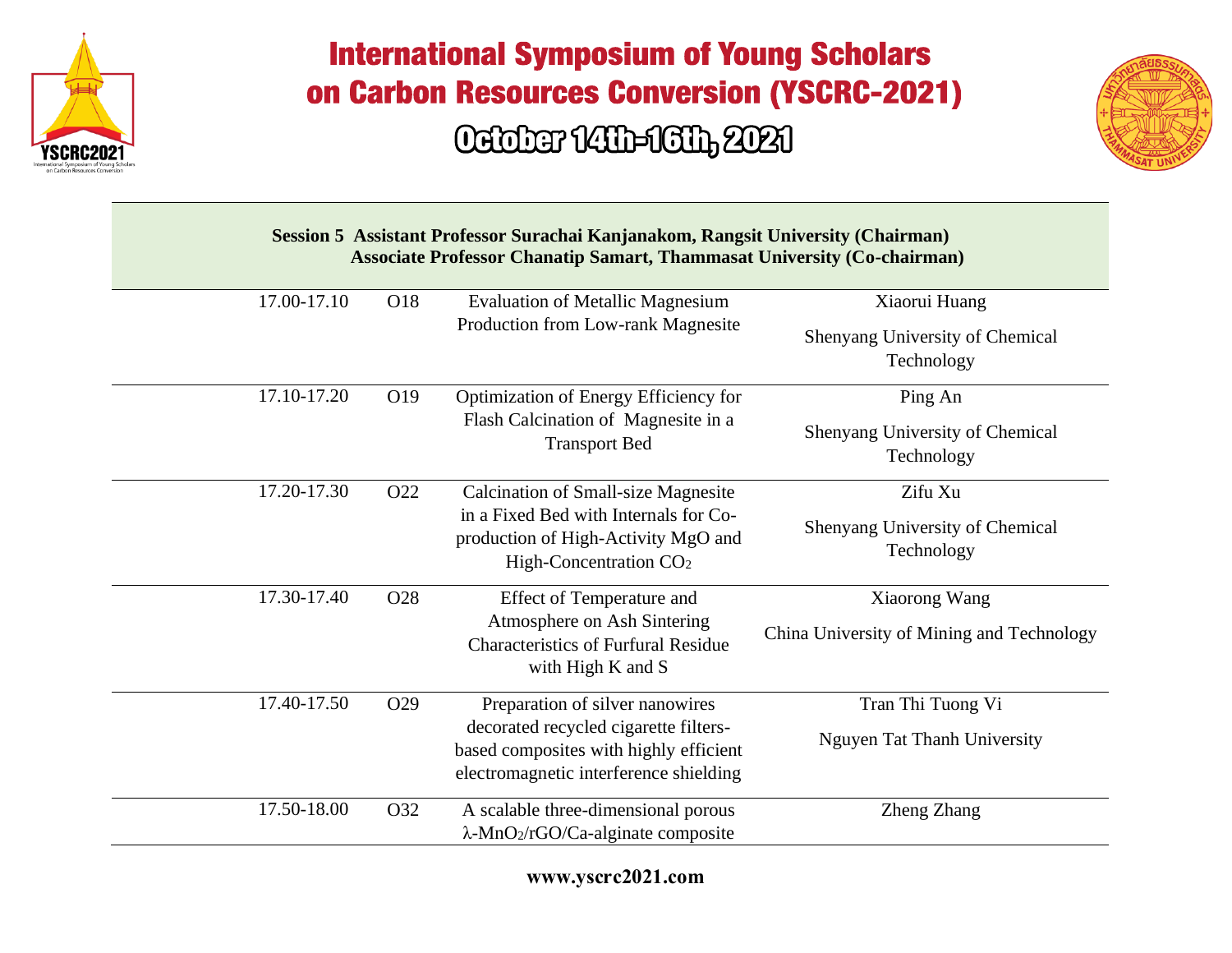**Session 5 Assistant Professor Surachai Kanjanakom, Rangsit University (Chairman)**
**Associate Professor Chanatip Samart, Thammasat University (Co-chairman)**

| Time | No. | Title | Presenter / Affiliation |
|---|---|---|---|
| 17.00-17.10 | O18 | Evaluation of Metallic Magnesium Production from Low-rank Magnesite | Xiaorui Huang<br>Shenyang University of Chemical Technology |
| 17.10-17.20 | O19 | Optimization of Energy Efficiency for Flash Calcination of Magnesite in a Transport Bed | Ping An<br>Shenyang University of Chemical Technology |
| 17.20-17.30 | O22 | Calcination of Small-size Magnesite in a Fixed Bed with Internals for Co-production of High-Activity MgO and High-Concentration $CO_2$ | Zifu Xu<br>Shenyang University of Chemical Technology |
| 17.30-17.40 | O28 | Effect of Temperature and Atmosphere on Ash Sintering Characteristics of Furfural Residue with High K and S | Xiaorong Wang<br>China University of Mining and Technology |
| 17.40-17.50 | O29 | Preparation of silver nanowires decorated recycled cigarette filters-based composites with highly efficient electromagnetic interference shielding | Tran Thi Tuong Vi<br>Nguyen Tat Thanh University |
| 17.50-18.00 | O32 | A scalable three-dimensional porous $\lambda$-$MnO_2$/rGO/Ca-alginate composite | Zheng Zhang |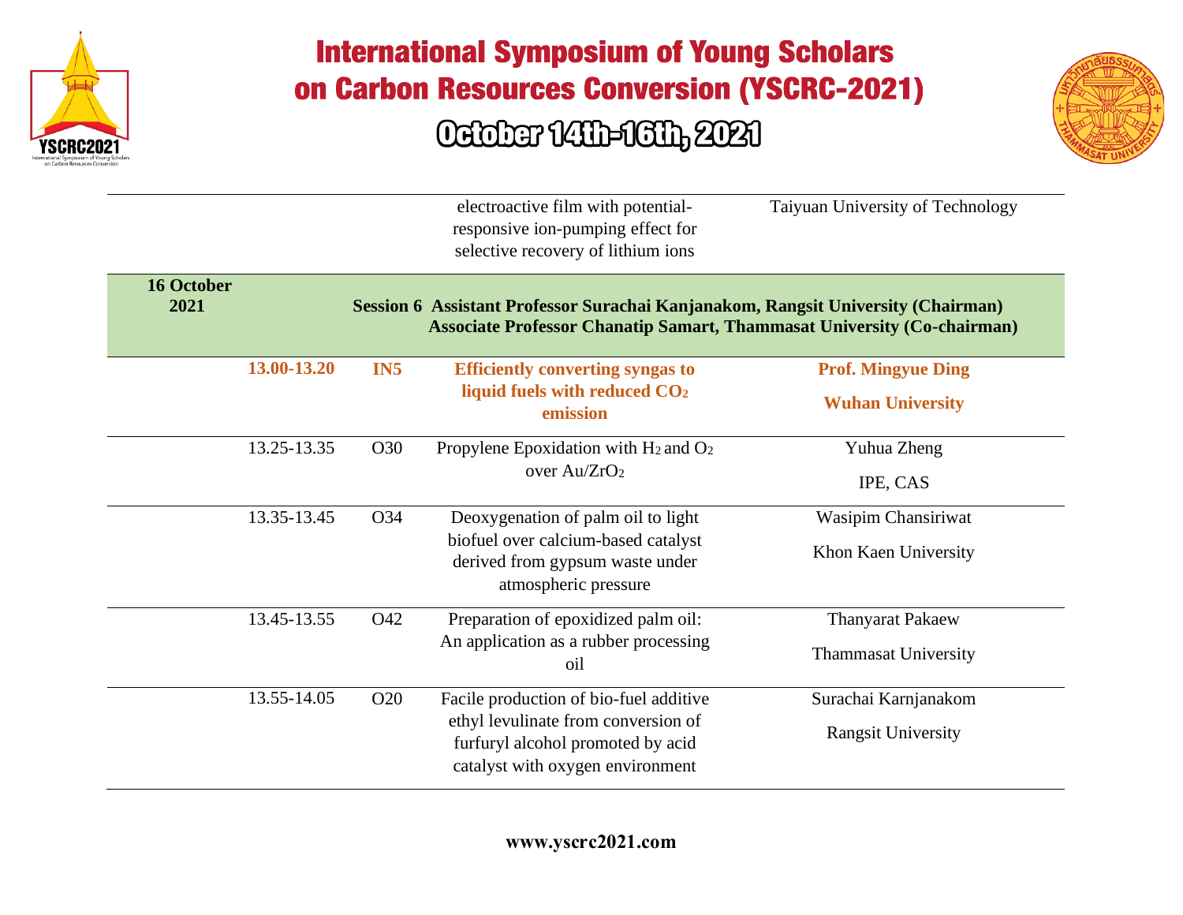| | | | | |
|---|---|---|---|---|
| | | | electroactive film with potential-responsive ion-pumping effect for selective recovery of lithium ions | Taiyuan University of Technology |
| **16 October 2021** | | | **Session 6 Assistant Professor Surachai Kanjanakom, Rangsit University (Chairman) Associate Professor Chanatip Samart, Thammasat University (Co-chairman)** | |
| | **13.00-13.20** | **IN5** | **Efficiently converting syngas to liquid fuels with reduced $CO_2$ emission** | **Prof. Mingyue Ding Wuhan University** |
| | 13.25-13.35 | O30 | Propylene Epoxidation with $H_2$ and $O_2$ over $Au/ZrO_2$ | Yuhua Zheng IPE, CAS |
| | 13.35-13.45 | O34 | Deoxygenation of palm oil to light biofuel over calcium-based catalyst derived from gypsum waste under atmospheric pressure | Wasipim Chansiriwat Khon Kaen University |
| | 13.45-13.55 | O42 | Preparation of epoxidized palm oil: An application as a rubber processing oil | Thanyarat Pakaew Thammasat University |
| | 13.55-14.05 | O20 | Facile production of bio-fuel additive ethyl levulinate from conversion of furfuryl alcohol promoted by acid catalyst with oxygen environment | Surachai Karnjanakom Rangsit University |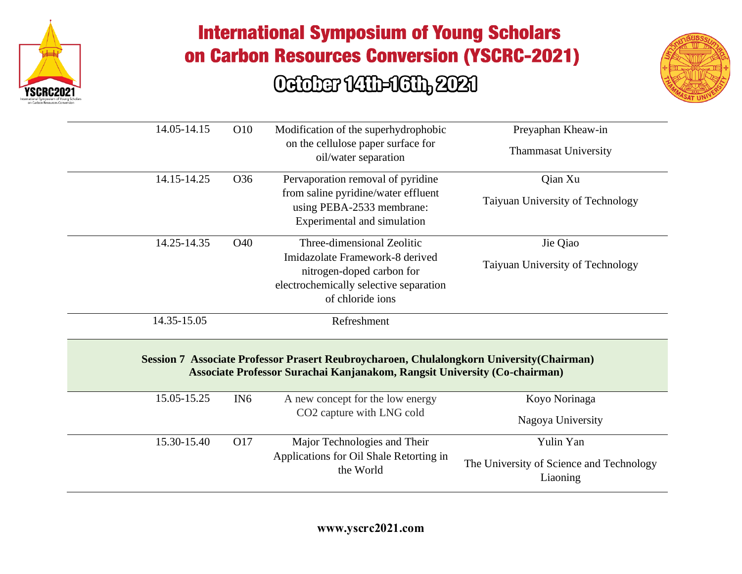| | | | |
|---|---|---|---|
| 14.05-14.15 | O10 | Modification of the superhydrophobic on the cellulose paper surface for oil/water separation | Preyaphan Kheaw-in<br>Thammasat University |
| 14.15-14.25 | O36 | Pervaporation removal of pyridine from saline pyridine/water effluent using PEBA-2533 membrane: Experimental and simulation | Qian Xu<br>Taiyuan University of Technology |
| 14.25-14.35 | O40 | Three-dimensional Zeolitic Imidazolate Framework-8 derived nitrogen-doped carbon for electrochemically selective separation of chloride ions | Jie Qiao<br>Taiyuan University of Technology |
| 14.35-15.05 | | Refreshment | |

**Session 7 Associate Professor Prasert Reubroycharoen, Chulalongkorn University(Chairman)**
**Associate Professor Surachai Kanjanakom, Rangsit University (Co-chairman)**

| | | | |
|---|---|---|---|
| 15.05-15.25 | IN6 | A new concept for the low energy CO2 capture with LNG cold | Koyo Norinaga<br>Nagoya University |
| 15.30-15.40 | O17 | Major Technologies and Their Applications for Oil Shale Retorting in the World | Yulin Yan<br>The University of Science and Technology Liaoning |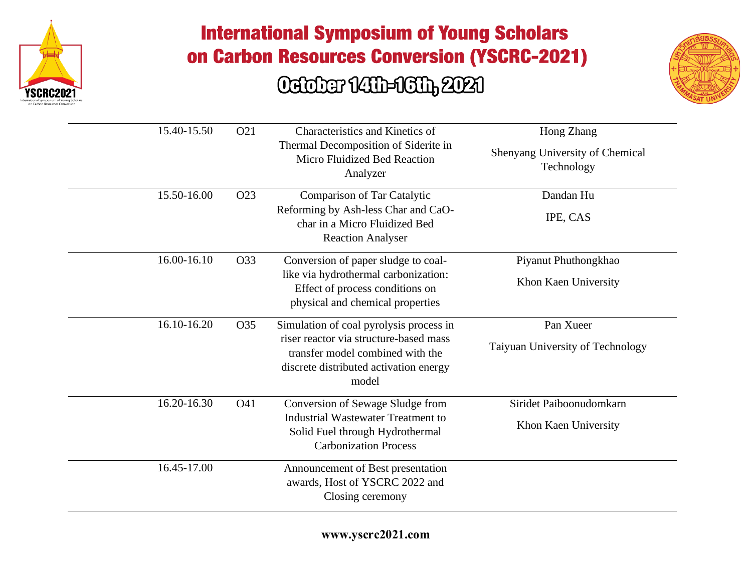| | | | |
|---|---|---|---|
| 15.40-15.50 | O21 | Characteristics and Kinetics of Thermal Decomposition of Siderite in Micro Fluidized Bed Reaction Analyzer | Hong Zhang<br>Shenyang University of Chemical Technology |
| 15.50-16.00 | O23 | Comparison of Tar Catalytic Reforming by Ash-less Char and CaO-char in a Micro Fluidized Bed Reaction Analyser | Dandan Hu<br>IPE, CAS |
| 16.00-16.10 | O33 | Conversion of paper sludge to coal-like via hydrothermal carbonization: Effect of process conditions on physical and chemical properties | Piyanut Phuthongkhao<br>Khon Kaen University |
| 16.10-16.20 | O35 | Simulation of coal pyrolysis process in riser reactor via structure-based mass transfer model combined with the discrete distributed activation energy model | Pan Xueer<br>Taiyuan University of Technology |
| 16.20-16.30 | O41 | Conversion of Sewage Sludge from Industrial Wastewater Treatment to Solid Fuel through Hydrothermal Carbonization Process | Siridet Paiboonudomkarn<br>Khon Kaen University |
| 16.45-17.00 | | Announcement of Best presentation awards, Host of YSCRC 2022 and Closing ceremony | |

**www.yscrc2021.com**